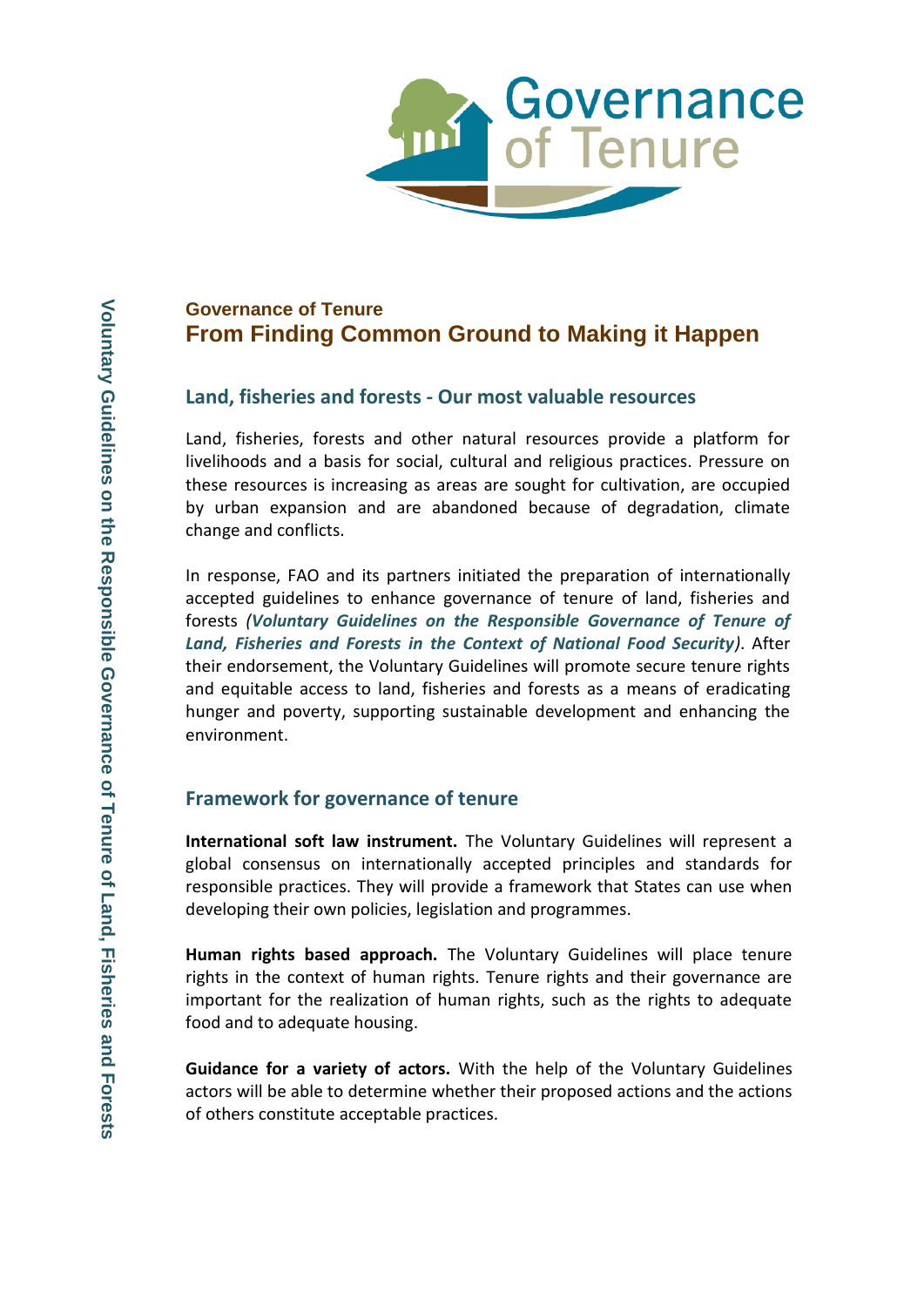Governance of Tenure

# Governance of Tenure
# From Finding Common Ground to Making it Happen

## Land, fisheries and forests - Our most valuable resources

Land, fisheries, forests and other natural resources provide a platform for livelihoods and a basis for social, cultural and religious practices. Pressure on these resources is increasing as areas are sought for cultivation, are occupied by urban expansion and are abandoned because of degradation, climate change and conflicts.

In response, FAO and its partners initiated the preparation of internationally accepted guidelines to enhance governance of tenure of land, fisheries and forests ***(Voluntary Guidelines on the Responsible Governance of Tenure of Land, Fisheries and Forests in the Context of National Food Security)***. After their endorsement, the Voluntary Guidelines will promote secure tenure rights and equitable access to land, fisheries and forests as a means of eradicating hunger and poverty, supporting sustainable development and enhancing the environment.

## Framework for governance of tenure

**International soft law instrument.** The Voluntary Guidelines will represent a global consensus on internationally accepted principles and standards for responsible practices. They will provide a framework that States can use when developing their own policies, legislation and programmes.

**Human rights based approach.** The Voluntary Guidelines will place tenure rights in the context of human rights. Tenure rights and their governance are important for the realization of human rights, such as the rights to adequate food and to adequate housing.

**Guidance for a variety of actors.** With the help of the Voluntary Guidelines actors will be able to determine whether their proposed actions and the actions of others constitute acceptable practices.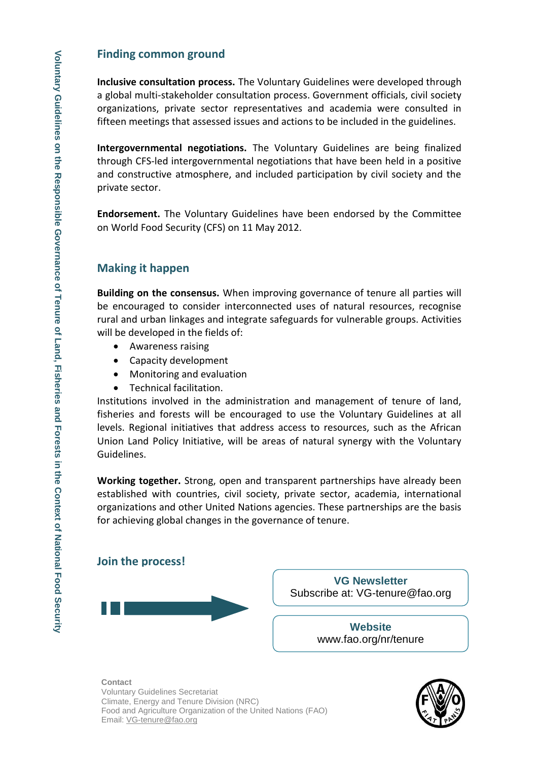## Finding common ground

**Inclusive consultation process.** The Voluntary Guidelines were developed through a global multi-stakeholder consultation process. Government officials, civil society organizations, private sector representatives and academia were consulted in fifteen meetings that assessed issues and actions to be included in the guidelines.

**Intergovernmental negotiations.** The Voluntary Guidelines are being finalized through CFS-led intergovernmental negotiations that have been held in a positive and constructive atmosphere, and included participation by civil society and the private sector.

**Endorsement.** The Voluntary Guidelines have been endorsed by the Committee on World Food Security (CFS) on 11 May 2012.

## Making it happen

**Building on the consensus.** When improving governance of tenure all parties will be encouraged to consider interconnected uses of natural resources, recognise rural and urban linkages and integrate safeguards for vulnerable groups. Activities will be developed in the fields of:

- Awareness raising
- Capacity development
- Monitoring and evaluation
- Technical facilitation.

Institutions involved in the administration and management of tenure of land, fisheries and forests will be encouraged to use the Voluntary Guidelines at all levels. Regional initiatives that address access to resources, such as the African Union Land Policy Initiative, will be areas of natural synergy with the Voluntary Guidelines.

**Working together.** Strong, open and transparent partnerships have already been established with countries, civil society, private sector, academia, international organizations and other United Nations agencies. These partnerships are the basis for achieving global changes in the governance of tenure.

## Join the process!

**VG Newsletter**
Subscribe at: VG-tenure@fao.org

**Website**
www.fao.org/nr/tenure

**Contact**
Voluntary Guidelines Secretariat
Climate, Energy and Tenure Division (NRC)
Food and Agriculture Organization of the United Nations (FAO)
Email: VG-tenure@fao.org